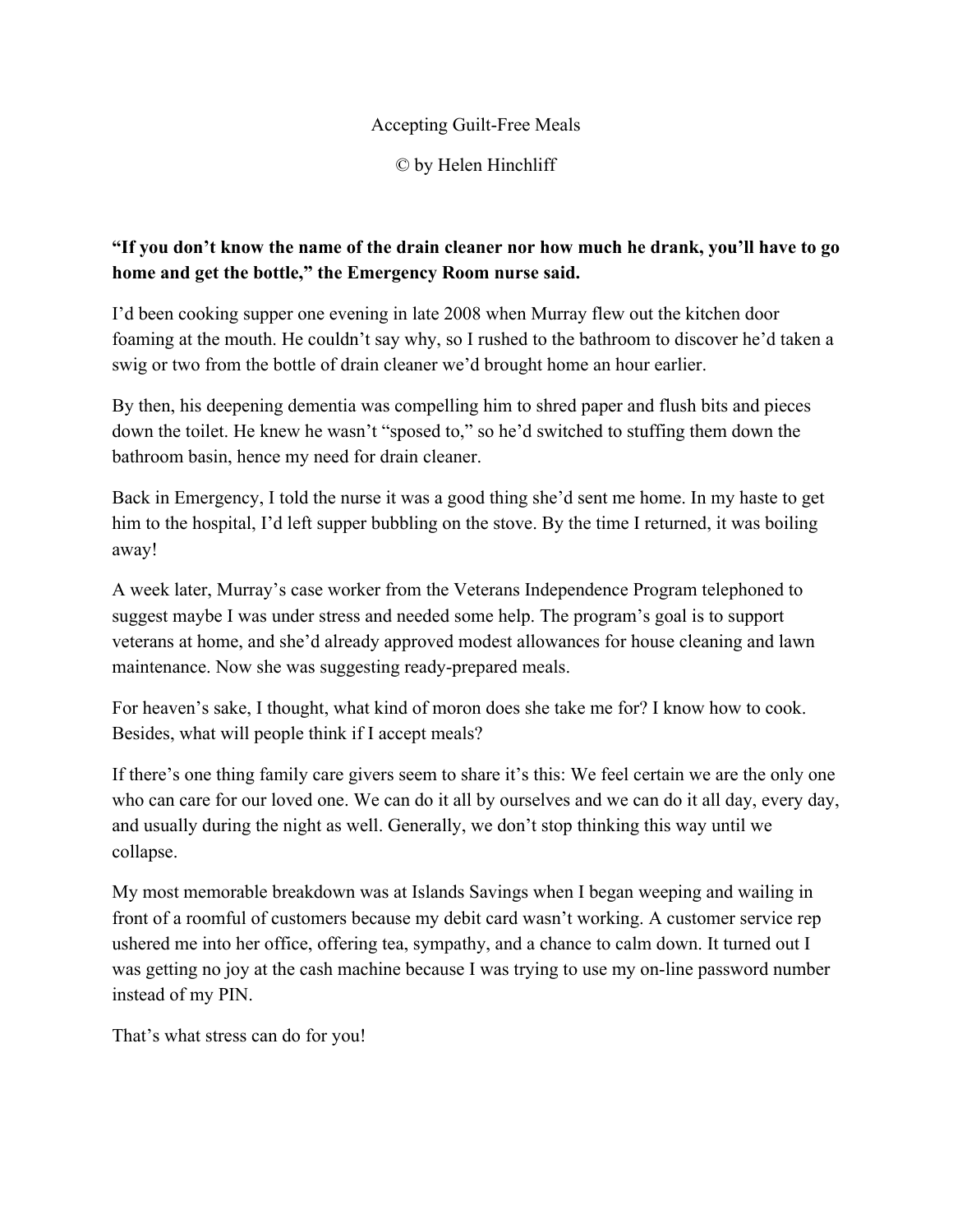# Accepting Guilt-Free Meals

© by Helen Hinchliff

**"If you don't know the name of the drain cleaner nor how much he drank, you'll have to go home and get the bottle," the Emergency Room nurse said.**

I'd been cooking supper one evening in late 2008 when Murray flew out the kitchen door foaming at the mouth. He couldn't say why, so I rushed to the bathroom to discover he'd taken a swig or two from the bottle of drain cleaner we'd brought home an hour earlier.

By then, his deepening dementia was compelling him to shred paper and flush bits and pieces down the toilet. He knew he wasn't "sposed to," so he'd switched to stuffing them down the bathroom basin, hence my need for drain cleaner.

Back in Emergency, I told the nurse it was a good thing she'd sent me home. In my haste to get him to the hospital, I'd left supper bubbling on the stove. By the time I returned, it was boiling away!

A week later, Murray's case worker from the Veterans Independence Program telephoned to suggest maybe I was under stress and needed some help. The program's goal is to support veterans at home, and she'd already approved modest allowances for house cleaning and lawn maintenance. Now she was suggesting ready-prepared meals.

For heaven's sake, I thought, what kind of moron does she take me for? I know how to cook. Besides, what will people think if I accept meals?

If there's one thing family care givers seem to share it's this: We feel certain we are the only one who can care for our loved one. We can do it all by ourselves and we can do it all day, every day, and usually during the night as well. Generally, we don't stop thinking this way until we collapse.

My most memorable breakdown was at Islands Savings when I began weeping and wailing in front of a roomful of customers because my debit card wasn't working. A customer service rep ushered me into her office, offering tea, sympathy, and a chance to calm down. It turned out I was getting no joy at the cash machine because I was trying to use my on-line password number instead of my PIN.

That's what stress can do for you!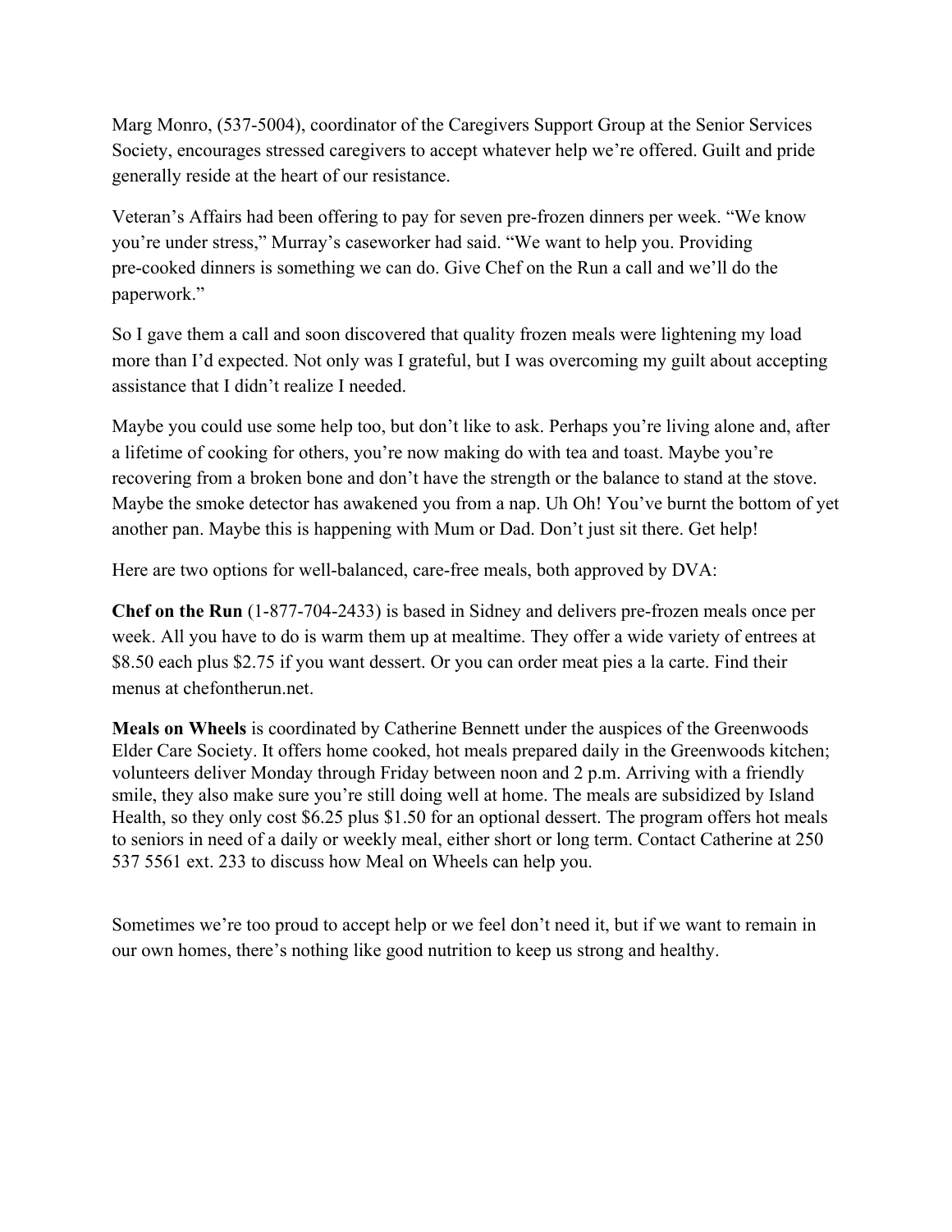Marg Monro, (537-5004), coordinator of the Caregivers Support Group at the Senior Services Society, encourages stressed caregivers to accept whatever help we're offered. Guilt and pride generally reside at the heart of our resistance.

Veteran's Affairs had been offering to pay for seven pre-frozen dinners per week. "We know you're under stress," Murray's caseworker had said. "We want to help you. Providing pre-cooked dinners is something we can do. Give Chef on the Run a call and we'll do the paperwork."

So I gave them a call and soon discovered that quality frozen meals were lightening my load more than I'd expected. Not only was I grateful, but I was overcoming my guilt about accepting assistance that I didn't realize I needed.

Maybe you could use some help too, but don't like to ask. Perhaps you're living alone and, after a lifetime of cooking for others, you're now making do with tea and toast. Maybe you're recovering from a broken bone and don't have the strength or the balance to stand at the stove. Maybe the smoke detector has awakened you from a nap. Uh Oh! You've burnt the bottom of yet another pan. Maybe this is happening with Mum or Dad. Don't just sit there. Get help!

Here are two options for well-balanced, care-free meals, both approved by DVA:

**Chef on the Run** (1-877-704-2433) is based in Sidney and delivers pre-frozen meals once per week. All you have to do is warm them up at mealtime. They offer a wide variety of entrees at $8.50 each plus $2.75 if you want dessert. Or you can order meat pies a la carte. Find their menus at chefontherun.net.

**Meals on Wheels** is coordinated by Catherine Bennett under the auspices of the Greenwoods Elder Care Society. It offers home cooked, hot meals prepared daily in the Greenwoods kitchen; volunteers deliver Monday through Friday between noon and 2 p.m. Arriving with a friendly smile, they also make sure you're still doing well at home. The meals are subsidized by Island Health, so they only cost $6.25 plus $1.50 for an optional dessert. The program offers hot meals to seniors in need of a daily or weekly meal, either short or long term. Contact Catherine at 250 537 5561 ext. 233 to discuss how Meal on Wheels can help you.

Sometimes we're too proud to accept help or we feel don't need it, but if we want to remain in our own homes, there's nothing like good nutrition to keep us strong and healthy.